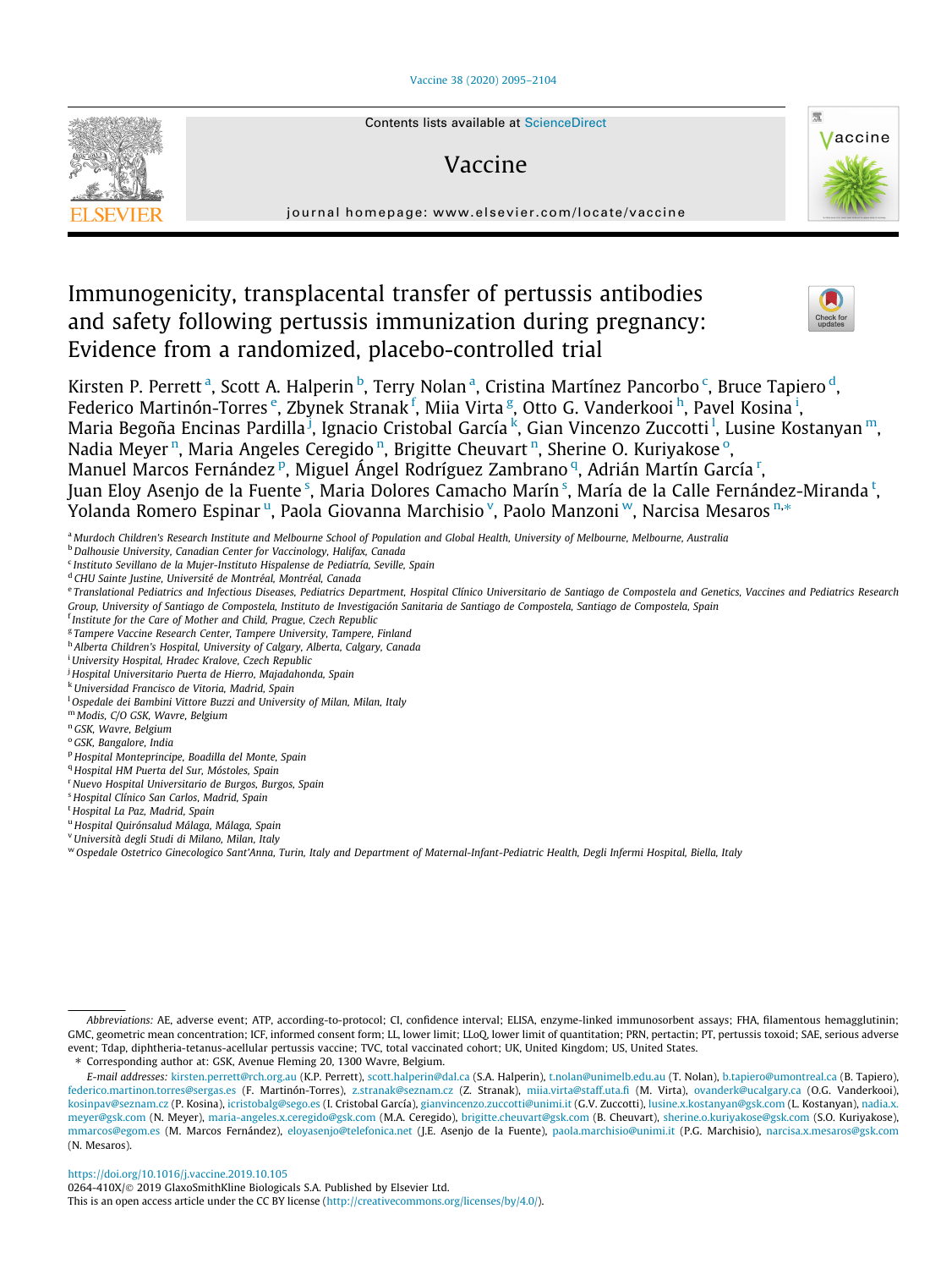# Immunogenicity, transplacental transfer of pertussis antibodies and safety following pertussis immunization during pregnancy: Evidence from a randomized, placebo-controlled trial

Kirsten P. Perrett [a], Scott A. Halperin [b], Terry Nolan [a], Cristina Martínez Pancorbo [c], Bruce Tapiero [d], Federico Martinón-Torres [e], Zbynek Stranak [f], Miia Virta [g], Otto G. Vanderkooi [h], Pavel Kosina [i], Maria Begoña Encinas Pardilla [j], Ignacio Cristobal García [k], Gian Vincenzo Zuccotti [l], Lusine Kostanyan [m], Nadia Meyer [n], Maria Angeles Ceregido [n], Brigitte Cheuvart [n], Sherine O. Kuriyakose [o], Manuel Marcos Fernández [p], Miguel Ángel Rodríguez Zambrano [q], Adrián Martín García [r], Juan Eloy Asenjo de la Fuente [s], Maria Dolores Camacho Marín [s], María de la Calle Fernández-Miranda [t], Yolanda Romero Espinar [u], Paola Giovanna Marchisio [v], Paolo Manzoni [w], Narcisa Mesaros [n,*]

[a] Murdoch Children's Research Institute and Melbourne School of Population and Global Health, University of Melbourne, Melbourne, Australia
[b] Dalhousie University, Canadian Center for Vaccinology, Halifax, Canada
[c] Instituto Sevillano de la Mujer-Instituto Hispalense de Pediatría, Seville, Spain
[d] CHU Sainte Justine, Université de Montréal, Montréal, Canada
[e] Translational Pediatrics and Infectious Diseases, Pediatrics Department, Hospital Clínico Universitario de Santiago de Compostela and Genetics, Vaccines and Pediatrics Research Group, University of Santiago de Compostela, Instituto de Investigación Sanitaria de Santiago de Compostela, Santiago de Compostela, Spain
[f] Institute for the Care of Mother and Child, Prague, Czech Republic
[g] Tampere Vaccine Research Center, Tampere University, Tampere, Finland
[h] Alberta Children's Hospital, University of Calgary, Alberta, Calgary, Canada
[i] University Hospital, Hradec Kralove, Czech Republic
[j] Hospital Universitario Puerta de Hierro, Majadahonda, Spain
[k] Universidad Francisco de Vitoria, Madrid, Spain
[l] Ospedale dei Bambini Vittore Buzzi and University of Milan, Milan, Italy
[m] Modis, C/O GSK, Wavre, Belgium
[n] GSK, Wavre, Belgium
[o] GSK, Bangalore, India
[p] Hospital Monteprincipe, Boadilla del Monte, Spain
[q] Hospital HM Puerta del Sur, Móstoles, Spain
[r] Nuevo Hospital Universitario de Burgos, Burgos, Spain
[s] Hospital Clínico San Carlos, Madrid, Spain
[t] Hospital La Paz, Madrid, Spain
[u] Hospital Quirónsalud Málaga, Málaga, Spain
[v] Università degli Studi di Milano, Milan, Italy
[w] Ospedale Ostetrico Ginecologico Sant'Anna, Turin, Italy and Department of Maternal-Infant-Pediatric Health, Degli Infermi Hospital, Biella, Italy

---

*Abbreviations:* AE, adverse event; ATP, according-to-protocol; CI, confidence interval; ELISA, enzyme-linked immunosorbent assays; FHA, filamentous hemagglutinin; GMC, geometric mean concentration; ICF, informed consent form; LL, lower limit; LLoQ, lower limit of quantitation; PRN, pertactin; PT, pertussis toxoid; SAE, serious adverse event; Tdap, diphtheria-tetanus-acellular pertussis vaccine; TVC, total vaccinated cohort; UK, United Kingdom; US, United States.

\* Corresponding author at: GSK, Avenue Fleming 20, 1300 Wavre, Belgium.

*E-mail addresses:* kirsten.perrett@rch.org.au (K.P. Perrett), scott.halperin@dal.ca (S.A. Halperin), t.nolan@unimelb.edu.au (T. Nolan), b.tapiero@umontreal.ca (B. Tapiero), federico.martinon.torres@sergas.es (F. Martinón-Torres), z.stranak@seznam.cz (Z. Stranak), miia.virta@staff.uta.fi (M. Virta), ovanderk@ucalgary.ca (O.G. Vanderkooi), kosinpav@seznam.cz (P. Kosina), icristobalg@sego.es (I. Cristobal García), gianvincenzo.zuccotti@unimi.it (G.V. Zuccotti), lusine.x.kostanyan@gsk.com (L. Kostanyan), nadia.x.meyer@gsk.com (N. Meyer), maria-angeles.x.ceregido@gsk.com (M.A. Ceregido), brigitte.cheuvart@gsk.com (B. Cheuvart), sherine.o.kuriyakose@gsk.com (S.O. Kuriyakose), mmarcos@egom.es (M. Marcos Fernández), eloyasenjo@telefonica.net (J.E. Asenjo de la Fuente), paola.marchisio@unimi.it (P.G. Marchisio), narcisa.x.mesaros@gsk.com (N. Mesaros).

https://doi.org/10.1016/j.vaccine.2019.10.105
0264-410X/© 2019 GlaxoSmithKline Biologicals S.A. Published by Elsevier Ltd.
This is an open access article under the CC BY license (http://creativecommons.org/licenses/by/4.0/).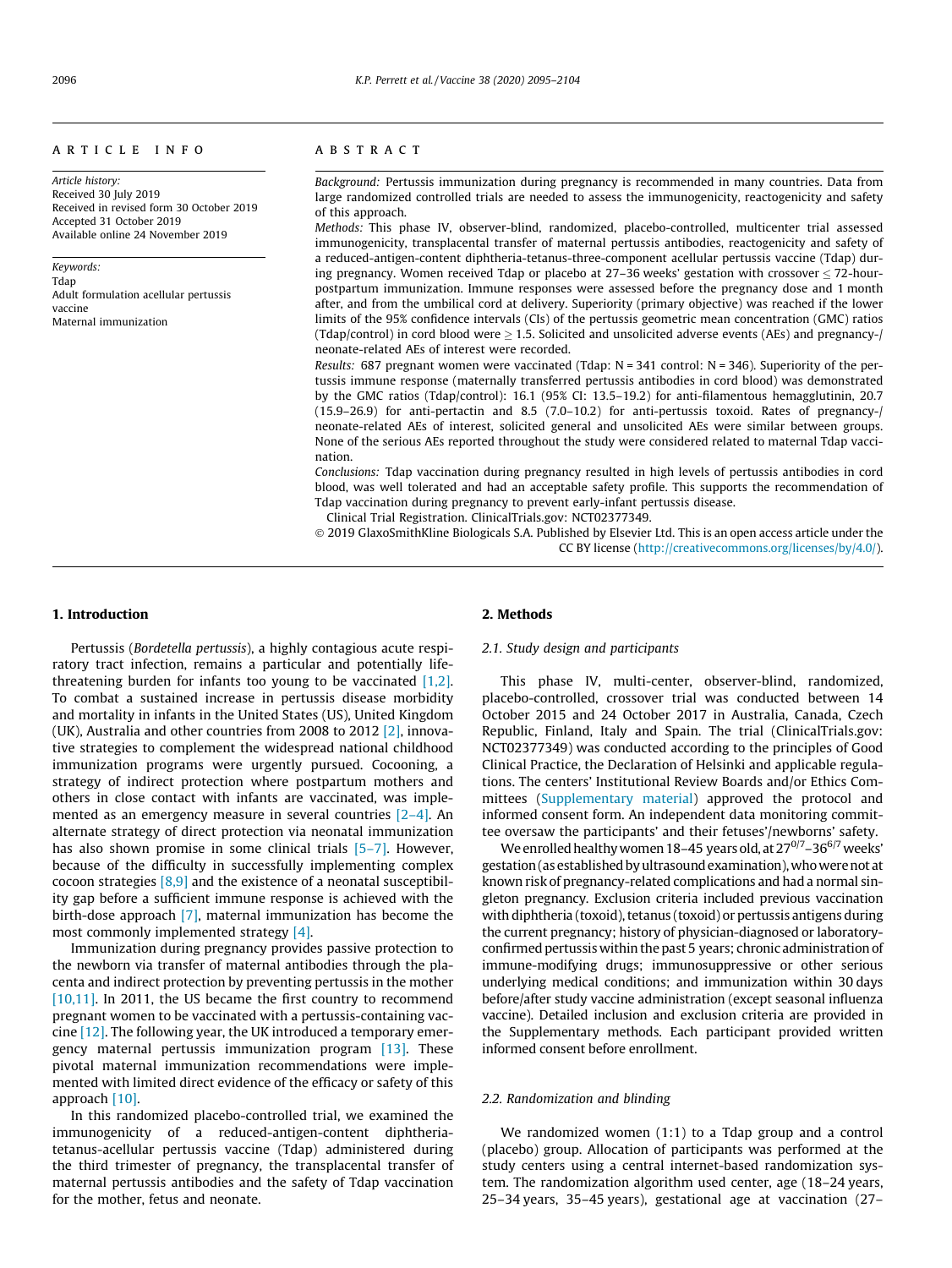ARTICLE INFO

*Article history:*
Received 30 July 2019
Received in revised form 30 October 2019
Accepted 31 October 2019
Available online 24 November 2019

*Keywords:*
Tdap
Adult formulation acellular pertussis vaccine
Maternal immunization

ABSTRACT

*Background:* Pertussis immunization during pregnancy is recommended in many countries. Data from large randomized controlled trials are needed to assess the immunogenicity, reactogenicity and safety of this approach.

*Methods:* This phase IV, observer-blind, randomized, placebo-controlled, multicenter trial assessed immunogenicity, transplacental transfer of maternal pertussis antibodies, reactogenicity and safety of a reduced-antigen-content diphtheria-tetanus-three-component acellular pertussis vaccine (Tdap) during pregnancy. Women received Tdap or placebo at 27–36 weeks' gestation with crossover ≤ 72-hour-postpartum immunization. Immune responses were assessed before the pregnancy dose and 1 month after, and from the umbilical cord at delivery. Superiority (primary objective) was reached if the lower limits of the 95% confidence intervals (CIs) of the pertussis geometric mean concentration (GMC) ratios (Tdap/control) in cord blood were ≥ 1.5. Solicited and unsolicited adverse events (AEs) and pregnancy-/neonate-related AEs of interest were recorded.

*Results:* 687 pregnant women were vaccinated (Tdap: N = 341 control: N = 346). Superiority of the pertussis immune response (maternally transferred pertussis antibodies in cord blood) was demonstrated by the GMC ratios (Tdap/control): 16.1 (95% CI: 13.5–19.2) for anti-filamentous hemagglutinin, 20.7 (15.9–26.9) for anti-pertactin and 8.5 (7.0–10.2) for anti-pertussis toxoid. Rates of pregnancy-/neonate-related AEs of interest, solicited general and unsolicited AEs were similar between groups. None of the serious AEs reported throughout the study were considered related to maternal Tdap vaccination.

*Conclusions:* Tdap vaccination during pregnancy resulted in high levels of pertussis antibodies in cord blood, was well tolerated and had an acceptable safety profile. This supports the recommendation of Tdap vaccination during pregnancy to prevent early-infant pertussis disease.

Clinical Trial Registration. ClinicalTrials.gov: NCT02377349.

© 2019 GlaxoSmithKline Biologicals S.A. Published by Elsevier Ltd. This is an open access article under the CC BY license (http://creativecommons.org/licenses/by/4.0/).

## 1. Introduction

Pertussis (*Bordetella pertussis*), a highly contagious acute respiratory tract infection, remains a particular and potentially life-threatening burden for infants too young to be vaccinated [1,2]. To combat a sustained increase in pertussis disease morbidity and mortality in infants in the United States (US), United Kingdom (UK), Australia and other countries from 2008 to 2012 [2], innovative strategies to complement the widespread national childhood immunization programs were urgently pursued. Cocooning, a strategy of indirect protection where postpartum mothers and others in close contact with infants are vaccinated, was implemented as an emergency measure in several countries [2–4]. An alternate strategy of direct protection via neonatal immunization has also shown promise in some clinical trials [5–7]. However, because of the difficulty in successfully implementing complex cocoon strategies [8,9] and the existence of a neonatal susceptibility gap before a sufficient immune response is achieved with the birth-dose approach [7], maternal immunization has become the most commonly implemented strategy [4].

Immunization during pregnancy provides passive protection to the newborn via transfer of maternal antibodies through the placenta and indirect protection by preventing pertussis in the mother [10,11]. In 2011, the US became the first country to recommend pregnant women to be vaccinated with a pertussis-containing vaccine [12]. The following year, the UK introduced a temporary emergency maternal pertussis immunization program [13]. These pivotal maternal immunization recommendations were implemented with limited direct evidence of the efficacy or safety of this approach [10].

In this randomized placebo-controlled trial, we examined the immunogenicity of a reduced-antigen-content diphtheria-tetanus-acellular pertussis vaccine (Tdap) administered during the third trimester of pregnancy, the transplacental transfer of maternal pertussis antibodies and the safety of Tdap vaccination for the mother, fetus and neonate.

## 2. Methods

### 2.1. Study design and participants

This phase IV, multi-center, observer-blind, randomized, placebo-controlled, crossover trial was conducted between 14 October 2015 and 24 October 2017 in Australia, Canada, Czech Republic, Finland, Italy and Spain. The trial (ClinicalTrials.gov: NCT02377349) was conducted according to the principles of Good Clinical Practice, the Declaration of Helsinki and applicable regulations. The centers' Institutional Review Boards and/or Ethics Committees (Supplementary material) approved the protocol and informed consent form. An independent data monitoring committee oversaw the participants' and their fetuses'/newborns' safety.

We enrolled healthy women 18–45 years old, at $27^{0/7}$–$36^{6/7}$ weeks' gestation (as established by ultrasound examination), who were not at known risk of pregnancy-related complications and had a normal singleton pregnancy. Exclusion criteria included previous vaccination with diphtheria (toxoid), tetanus (toxoid) or pertussis antigens during the current pregnancy; history of physician-diagnosed or laboratory-confirmed pertussis within the past 5 years; chronic administration of immune-modifying drugs; immunosuppressive or other serious underlying medical conditions; and immunization within 30 days before/after study vaccine administration (except seasonal influenza vaccine). Detailed inclusion and exclusion criteria are provided in the Supplementary methods. Each participant provided written informed consent before enrollment.

### 2.2. Randomization and blinding

We randomized women (1:1) to a Tdap group and a control (placebo) group. Allocation of participants was performed at the study centers using a central internet-based randomization system. The randomization algorithm used center, age (18–24 years, 25–34 years, 35–45 years), gestational age at vaccination (27–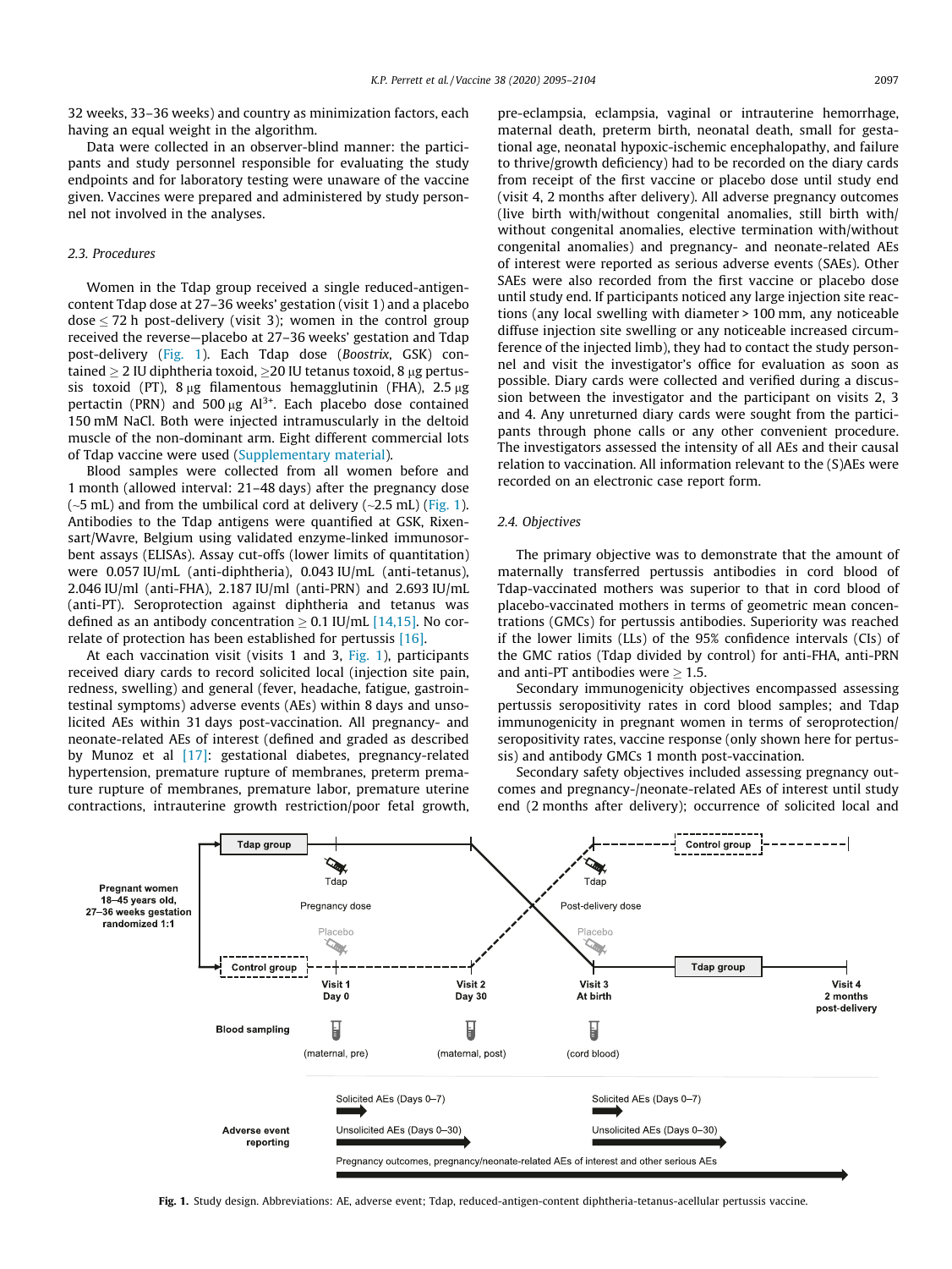32 weeks, 33–36 weeks) and country as minimization factors, each having an equal weight in the algorithm.

Data were collected in an observer-blind manner: the participants and study personnel responsible for evaluating the study endpoints and for laboratory testing were unaware of the vaccine given. Vaccines were prepared and administered by study personnel not involved in the analyses.

### 2.3. Procedures

Women in the Tdap group received a single reduced-antigen-content Tdap dose at 27–36 weeks' gestation (visit 1) and a placebo dose ≤ 72 h post-delivery (visit 3); women in the control group received the reverse—placebo at 27–36 weeks' gestation and Tdap post-delivery (Fig. 1). Each Tdap dose (*Boostrix*, GSK) contained ≥ 2 IU diphtheria toxoid, ≥20 IU tetanus toxoid, 8 μg pertussis toxoid (PT), 8 μg filamentous hemagglutinin (FHA), 2.5 μg pertactin (PRN) and 500 μg $Al^{3+}$. Each placebo dose contained 150 mM NaCl. Both were injected intramuscularly in the deltoid muscle of the non-dominant arm. Eight different commercial lots of Tdap vaccine were used (Supplementary material).

Blood samples were collected from all women before and 1 month (allowed interval: 21–48 days) after the pregnancy dose (~5 mL) and from the umbilical cord at delivery (~2.5 mL) (Fig. 1). Antibodies to the Tdap antigens were quantified at GSK, Rixensart/Wavre, Belgium using validated enzyme-linked immunosorbent assays (ELISAs). Assay cut-offs (lower limits of quantitation) were 0.057 IU/mL (anti-diphtheria), 0.043 IU/mL (anti-tetanus), 2.046 IU/ml (anti-FHA), 2.187 IU/ml (anti-PRN) and 2.693 IU/mL (anti-PT). Seroprotection against diphtheria and tetanus was defined as an antibody concentration ≥ 0.1 IU/mL [14,15]. No correlate of protection has been established for pertussis [16].

At each vaccination visit (visits 1 and 3, Fig. 1), participants received diary cards to record solicited local (injection site pain, redness, swelling) and general (fever, headache, fatigue, gastrointestinal symptoms) adverse events (AEs) within 8 days and unsolicited AEs within 31 days post-vaccination. All pregnancy- and neonate-related AEs of interest (defined and graded as described by Munoz et al [17]: gestational diabetes, pregnancy-related hypertension, premature rupture of membranes, preterm premature rupture of membranes, premature labor, premature uterine contractions, intrauterine growth restriction/poor fetal growth, pre-eclampsia, eclampsia, vaginal or intrauterine hemorrhage, maternal death, preterm birth, neonatal death, small for gestational age, neonatal hypoxic-ischemic encephalopathy, and failure to thrive/growth deficiency) had to be recorded on the diary cards from receipt of the first vaccine or placebo dose until study end (visit 4, 2 months after delivery). All adverse pregnancy outcomes (live birth with/without congenital anomalies, still birth with/without congenital anomalies, elective termination with/without congenital anomalies) and pregnancy- and neonate-related AEs of interest were reported as serious adverse events (SAEs). Other SAEs were also recorded from the first vaccine or placebo dose until study end. If participants noticed any large injection site reactions (any local swelling with diameter > 100 mm, any noticeable diffuse injection site swelling or any noticeable increased circumference of the injected limb), they had to contact the study personnel and visit the investigator's office for evaluation as soon as possible. Diary cards were collected and verified during a discussion between the investigator and the participant on visits 2, 3 and 4. Any unreturned diary cards were sought from the participants through phone calls or any other convenient procedure. The investigators assessed the intensity of all AEs and their causal relation to vaccination. All information relevant to the (S)AEs were recorded on an electronic case report form.

### 2.4. Objectives

The primary objective was to demonstrate that the amount of maternally transferred pertussis antibodies in cord blood of Tdap-vaccinated mothers was superior to that in cord blood of placebo-vaccinated mothers in terms of geometric mean concentrations (GMCs) for pertussis antibodies. Superiority was reached if the lower limits (LLs) of the 95% confidence intervals (CIs) of the GMC ratios (Tdap divided by control) for anti-FHA, anti-PRN and anti-PT antibodies were ≥ 1.5.

Secondary immunogenicity objectives encompassed assessing pertussis seropositivity rates in cord blood samples; and Tdap immunogenicity in pregnant women in terms of seroprotection/seropositivity rates, vaccine response (only shown here for pertussis) and antibody GMCs 1 month post-vaccination.

Secondary safety objectives included assessing pregnancy outcomes and pregnancy-/neonate-related AEs of interest until study end (2 months after delivery); occurrence of solicited local and

Pregnant women 18–45 years old, 27–36 weeks gestation randomized 1:1

Tdap group | Control group

Tdap | Placebo — Pregnancy dose

Tdap | Placebo — Post-delivery dose

Visit 1 Day 0 | Visit 2 Day 30 | Visit 3 At birth | Visit 4 2 months post-delivery

Blood sampling: (maternal, pre) | (maternal, post) | (cord blood)

Adverse event reporting: Solicited AEs (Days 0–7) | Unsolicited AEs (Days 0–30) | Solicited AEs (Days 0–7) | Unsolicited AEs (Days 0–30) | Pregnancy outcomes, pregnancy/neonate-related AEs of interest and other serious AEs

**Fig. 1.** Study design. Abbreviations: AE, adverse event; Tdap, reduced-antigen-content diphtheria-tetanus-acellular pertussis vaccine.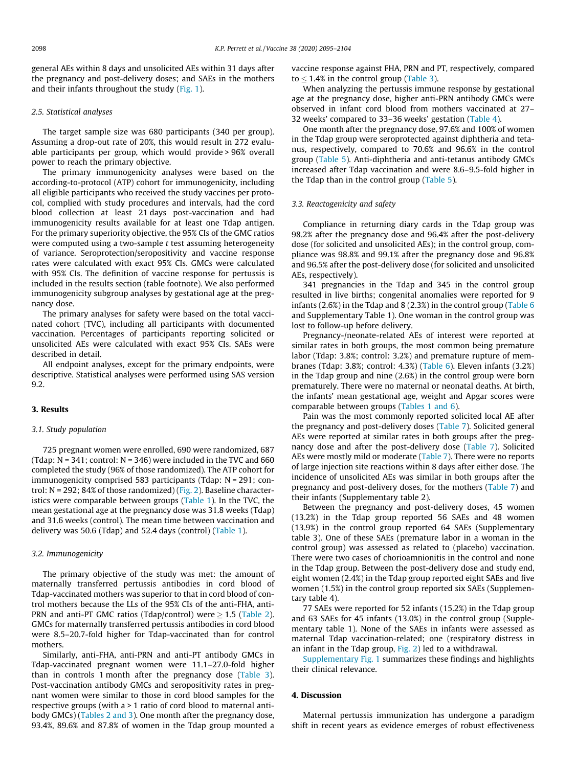general AEs within 8 days and unsolicited AEs within 31 days after the pregnancy and post-delivery doses; and SAEs in the mothers and their infants throughout the study (Fig. 1).

### 2.5. Statistical analyses

The target sample size was 680 participants (340 per group). Assuming a drop-out rate of 20%, this would result in 272 evaluable participants per group, which would provide > 96% overall power to reach the primary objective.

The primary immunogenicity analyses were based on the according-to-protocol (ATP) cohort for immunogenicity, including all eligible participants who received the study vaccines per protocol, complied with study procedures and intervals, had the cord blood collection at least 21 days post-vaccination and had immunogenicity results available for at least one Tdap antigen. For the primary superiority objective, the 95% CIs of the GMC ratios were computed using a two-sample *t* test assuming heterogeneity of variance. Seroprotection/seropositivity and vaccine response rates were calculated with exact 95% CIs. GMCs were calculated with 95% CIs. The definition of vaccine response for pertussis is included in the results section (table footnote). We also performed immunogenicity subgroup analyses by gestational age at the pregnancy dose.

The primary analyses for safety were based on the total vaccinated cohort (TVC), including all participants with documented vaccination. Percentages of participants reporting solicited or unsolicited AEs were calculated with exact 95% CIs. SAEs were described in detail.

All endpoint analyses, except for the primary endpoints, were descriptive. Statistical analyses were performed using SAS version 9.2.

## 3. Results

### 3.1. Study population

725 pregnant women were enrolled, 690 were randomized, 687 (Tdap: N = 341; control: N = 346) were included in the TVC and 660 completed the study (96% of those randomized). The ATP cohort for immunogenicity comprised 583 participants (Tdap: N = 291; control: N = 292; 84% of those randomized) (Fig. 2). Baseline characteristics were comparable between groups (Table 1). In the TVC, the mean gestational age at the pregnancy dose was 31.8 weeks (Tdap) and 31.6 weeks (control). The mean time between vaccination and delivery was 50.6 (Tdap) and 52.4 days (control) (Table 1).

### 3.2. Immunogenicity

The primary objective of the study was met: the amount of maternally transferred pertussis antibodies in cord blood of Tdap-vaccinated mothers was superior to that in cord blood of control mothers because the LLs of the 95% CIs of the anti-FHA, anti-PRN and anti-PT GMC ratios (Tdap/control) were ≥ 1.5 (Table 2). GMCs for maternally transferred pertussis antibodies in cord blood were 8.5–20.7-fold higher for Tdap-vaccinated than for control mothers.

Similarly, anti-FHA, anti-PRN and anti-PT antibody GMCs in Tdap-vaccinated pregnant women were 11.1–27.0-fold higher than in controls 1 month after the pregnancy dose (Table 3). Post-vaccination antibody GMCs and seropositivity rates in pregnant women were similar to those in cord blood samples for the respective groups (with a > 1 ratio of cord blood to maternal antibody GMCs) (Tables 2 and 3). One month after the pregnancy dose, 93.4%, 89.6% and 87.8% of women in the Tdap group mounted a vaccine response against FHA, PRN and PT, respectively, compared to ≤ 1.4% in the control group (Table 3).

When analyzing the pertussis immune response by gestational age at the pregnancy dose, higher anti-PRN antibody GMCs were observed in infant cord blood from mothers vaccinated at 27–32 weeks' compared to 33–36 weeks' gestation (Table 4).

One month after the pregnancy dose, 97.6% and 100% of women in the Tdap group were seroprotected against diphtheria and tetanus, respectively, compared to 70.6% and 96.6% in the control group (Table 5). Anti-diphtheria and anti-tetanus antibody GMCs increased after Tdap vaccination and were 8.6–9.5-fold higher in the Tdap than in the control group (Table 5).

### 3.3. Reactogenicity and safety

Compliance in returning diary cards in the Tdap group was 98.2% after the pregnancy dose and 96.4% after the post-delivery dose (for solicited and unsolicited AEs); in the control group, compliance was 98.8% and 99.1% after the pregnancy dose and 96.8% and 96.5% after the post-delivery dose (for solicited and unsolicited AEs, respectively).

341 pregnancies in the Tdap and 345 in the control group resulted in live births; congenital anomalies were reported for 9 infants (2.6%) in the Tdap and 8 (2.3%) in the control group (Table 6 and Supplementary Table 1). One woman in the control group was lost to follow-up before delivery.

Pregnancy-/neonate-related AEs of interest were reported at similar rates in both groups, the most common being premature labor (Tdap: 3.8%; control: 3.2%) and premature rupture of membranes (Tdap: 3.8%; control: 4.3%) (Table 6). Eleven infants (3.2%) in the Tdap group and nine (2.6%) in the control group were born prematurely. There were no maternal or neonatal deaths. At birth, the infants' mean gestational age, weight and Apgar scores were comparable between groups (Tables 1 and 6).

Pain was the most commonly reported solicited local AE after the pregnancy and post-delivery doses (Table 7). Solicited general AEs were reported at similar rates in both groups after the pregnancy dose and after the post-delivery dose (Table 7). Solicited AEs were mostly mild or moderate (Table 7). There were no reports of large injection site reactions within 8 days after either dose. The incidence of unsolicited AEs was similar in both groups after the pregnancy and post-delivery doses, for the mothers (Table 7) and their infants (Supplementary table 2).

Between the pregnancy and post-delivery doses, 45 women (13.2%) in the Tdap group reported 56 SAEs and 48 women (13.9%) in the control group reported 64 SAEs (Supplementary table 3). One of these SAEs (premature labor in a woman in the control group) was assessed as related to (placebo) vaccination. There were two cases of chorioamnionitis in the control and none in the Tdap group. Between the post-delivery dose and study end, eight women (2.4%) in the Tdap group reported eight SAEs and five women (1.5%) in the control group reported six SAEs (Supplementary table 4).

77 SAEs were reported for 52 infants (15.2%) in the Tdap group and 63 SAEs for 45 infants (13.0%) in the control group (Supplementary table 1). None of the SAEs in infants were assessed as maternal Tdap vaccination-related; one (respiratory distress in an infant in the Tdap group, Fig. 2) led to a withdrawal.

Supplementary Fig. 1 summarizes these findings and highlights their clinical relevance.

## 4. Discussion

Maternal pertussis immunization has undergone a paradigm shift in recent years as evidence emerges of robust effectiveness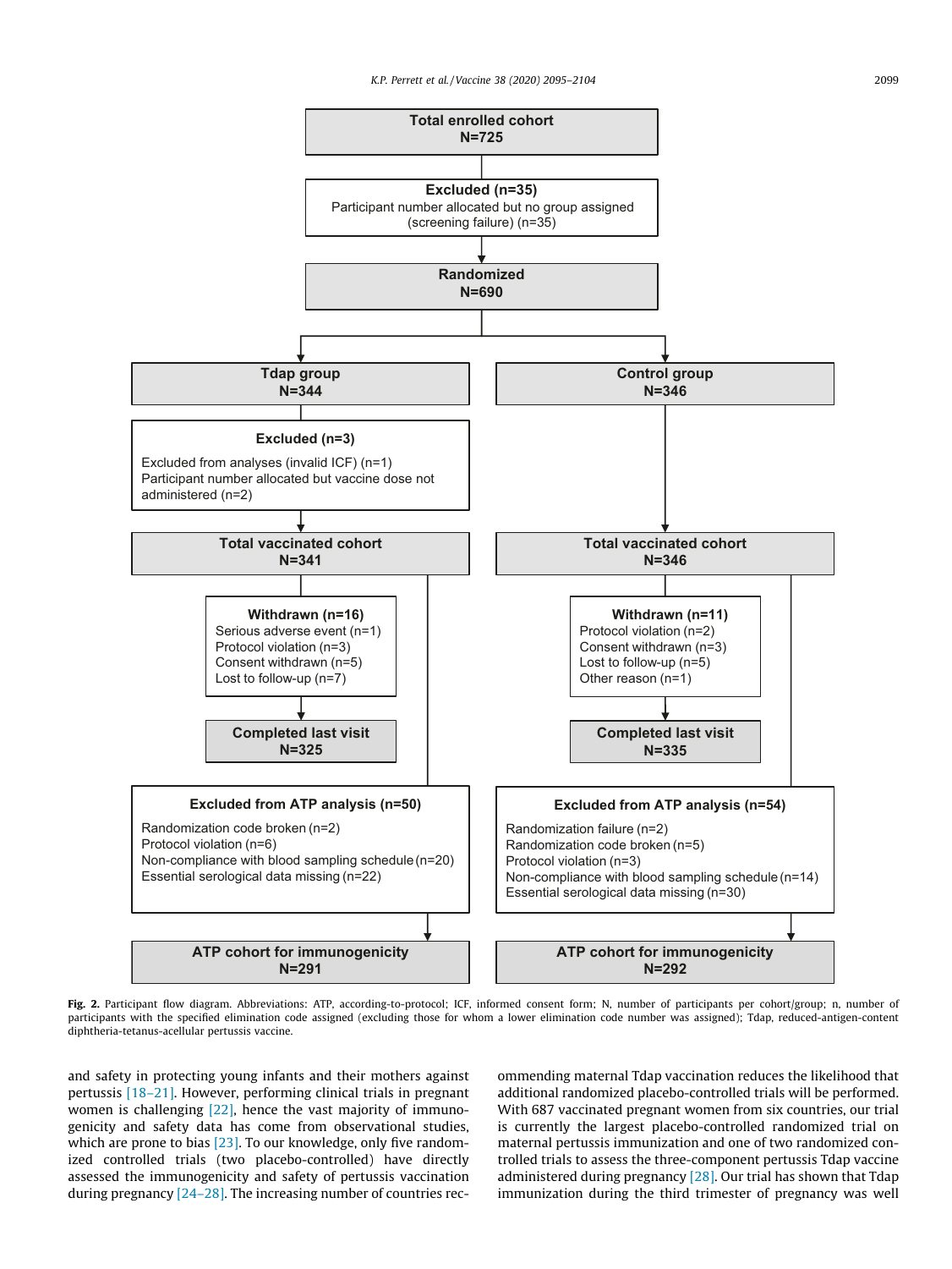Total enrolled cohort
N=725

Excluded (n=35)
Participant number allocated but no group assigned (screening failure) (n=35)

Randomized
N=690

| Tdap group | Control group |
| --- | --- |
| N=344 | N=346 |
| **Excluded (n=3)**<br>Excluded from analyses (invalid ICF) (n=1)<br>Participant number allocated but vaccine dose not administered (n=2) | |
| **Total vaccinated cohort** N=341 | **Total vaccinated cohort** N=346 |
| **Withdrawn (n=16)**<br>Serious adverse event (n=1)<br>Protocol violation (n=3)<br>Consent withdrawn (n=5)<br>Lost to follow-up (n=7) | **Withdrawn (n=11)**<br>Protocol violation (n=2)<br>Consent withdrawn (n=3)<br>Lost to follow-up (n=5)<br>Other reason (n=1) |
| **Completed last visit** N=325 | **Completed last visit** N=335 |
| **Excluded from ATP analysis (n=50)**<br>Randomization code broken (n=2)<br>Protocol violation (n=6)<br>Non-compliance with blood sampling schedule (n=20)<br>Essential serological data missing (n=22) | **Excluded from ATP analysis (n=54)**<br>Randomization failure (n=2)<br>Randomization code broken (n=5)<br>Protocol violation (n=3)<br>Non-compliance with blood sampling schedule (n=14)<br>Essential serological data missing (n=30) |
| **ATP cohort for immunogenicity** N=291 | **ATP cohort for immunogenicity** N=292 |

**Fig. 2.** Participant flow diagram. Abbreviations: ATP, according-to-protocol; ICF, informed consent form; N, number of participants per cohort/group; n, number of participants with the specified elimination code assigned (excluding those for whom a lower elimination code number was assigned); Tdap, reduced-antigen-content diphtheria-tetanus-acellular pertussis vaccine.

and safety in protecting young infants and their mothers against pertussis [18–21]. However, performing clinical trials in pregnant women is challenging [22], hence the vast majority of immunogenicity and safety data has come from observational studies, which are prone to bias [23]. To our knowledge, only five randomized controlled trials (two placebo-controlled) have directly assessed the immunogenicity and safety of pertussis vaccination during pregnancy [24–28]. The increasing number of countries recommending maternal Tdap vaccination reduces the likelihood that additional randomized placebo-controlled trials will be performed. With 687 vaccinated pregnant women from six countries, our trial is currently the largest placebo-controlled randomized trial on maternal pertussis immunization and one of two randomized controlled trials to assess the three-component pertussis Tdap vaccine administered during pregnancy [28]. Our trial has shown that Tdap immunization during the third trimester of pregnancy was well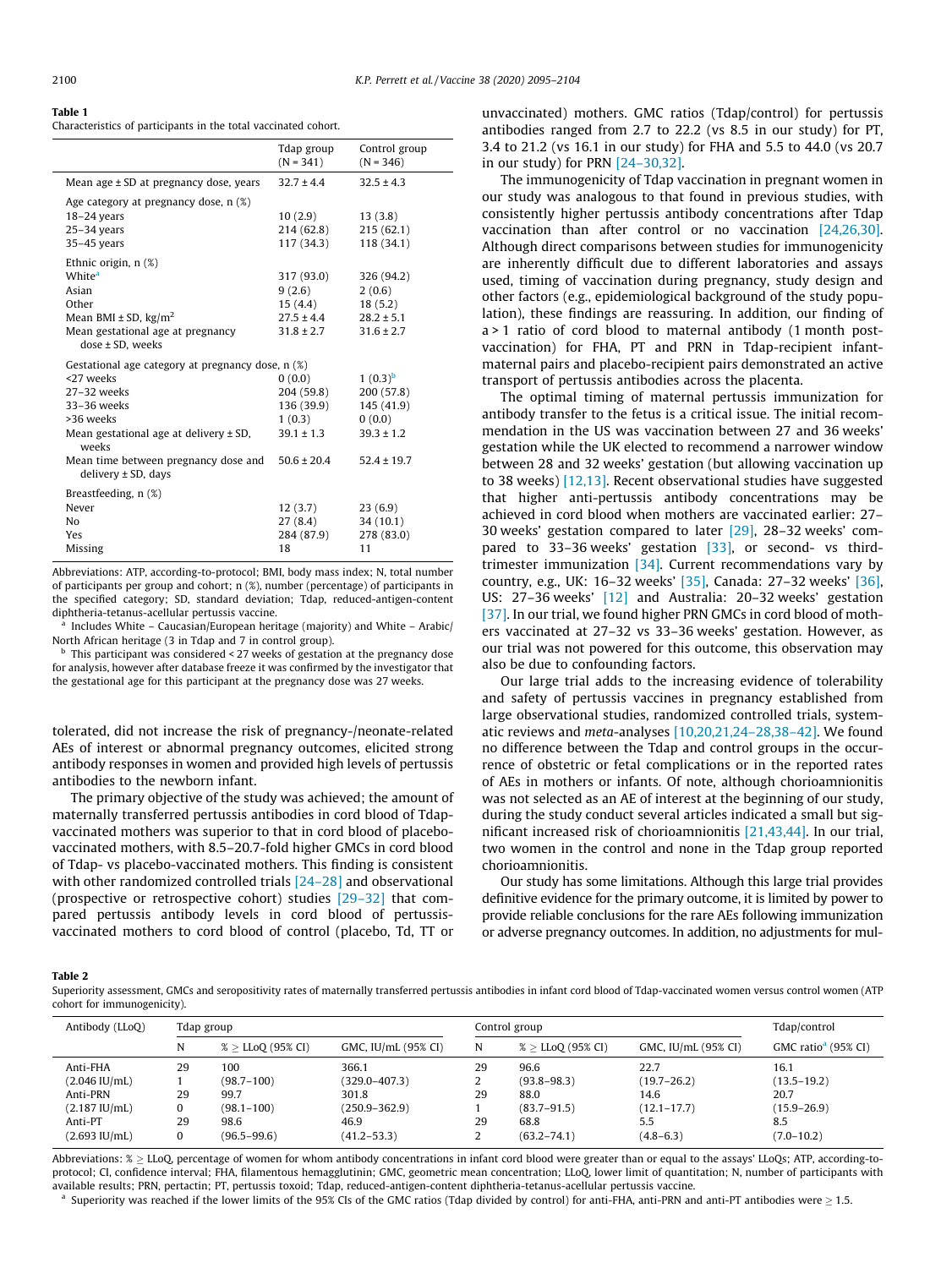**Table 1**
Characteristics of participants in the total vaccinated cohort.

| | Tdap group (N = 341) | Control group (N = 346) |
|---|---|---|
| Mean age ± SD at pregnancy dose, years | 32.7 ± 4.4 | 32.5 ± 4.3 |
| Age category at pregnancy dose, n (%) | | |
| 18–24 years | 10 (2.9) | 13 (3.8) |
| 25–34 years | 214 (62.8) | 215 (62.1) |
| 35–45 years | 117 (34.3) | 118 (34.1) |
| Ethnic origin, n (%) | | |
| White[a] | 317 (93.0) | 326 (94.2) |
| Asian | 9 (2.6) | 2 (0.6) |
| Other | 15 (4.4) | 18 (5.2) |
| Mean BMI ± SD, kg/m² | 27.5 ± 4.4 | 28.2 ± 5.1 |
| Mean gestational age at pregnancy dose ± SD, weeks | 31.8 ± 2.7 | 31.6 ± 2.7 |
| Gestational age category at pregnancy dose, n (%) | | |
| <27 weeks | 0 (0.0) | 1 (0.3)[b] |
| 27–32 weeks | 204 (59.8) | 200 (57.8) |
| 33–36 weeks | 136 (39.9) | 145 (41.9) |
| >36 weeks | 1 (0.3) | 0 (0.0) |
| Mean gestational age at delivery ± SD, weeks | 39.1 ± 1.3 | 39.3 ± 1.2 |
| Mean time between pregnancy dose and delivery ± SD, days | 50.6 ± 20.4 | 52.4 ± 19.7 |
| Breastfeeding, n (%) | | |
| Never | 12 (3.7) | 23 (6.9) |
| No | 27 (8.4) | 34 (10.1) |
| Yes | 284 (87.9) | 278 (83.0) |
| Missing | 18 | 11 |

Abbreviations: ATP, according-to-protocol; BMI, body mass index; N, total number of participants per group and cohort; n (%), number (percentage) of participants in the specified category; SD, standard deviation; Tdap, reduced-antigen-content diphtheria-tetanus-acellular pertussis vaccine.

[a] Includes White – Caucasian/European heritage (majority) and White – Arabic/North African heritage (3 in Tdap and 7 in control group).

[b] This participant was considered < 27 weeks of gestation at the pregnancy dose for analysis, however after database freeze it was confirmed by the investigator that the gestational age for this participant at the pregnancy dose was 27 weeks.

tolerated, did not increase the risk of pregnancy-/neonate-related AEs of interest or abnormal pregnancy outcomes, elicited strong antibody responses in women and provided high levels of pertussis antibodies to the newborn infant.

The primary objective of the study was achieved; the amount of maternally transferred pertussis antibodies in cord blood of Tdap-vaccinated mothers was superior to that in cord blood of placebo-vaccinated mothers, with 8.5–20.7-fold higher GMCs in cord blood of Tdap- vs placebo-vaccinated mothers. This finding is consistent with other randomized controlled trials [24–28] and observational (prospective or retrospective cohort) studies [29–32] that compared pertussis antibody levels in cord blood of pertussis-vaccinated mothers to cord blood of control (placebo, Td, TT or unvaccinated) mothers. GMC ratios (Tdap/control) for pertussis antibodies ranged from 2.7 to 22.2 (vs 8.5 in our study) for PT, 3.4 to 21.2 (vs 16.1 in our study) for FHA and 5.5 to 44.0 (vs 20.7 in our study) for PRN [24–30,32].

The immunogenicity of Tdap vaccination in pregnant women in our study was analogous to that found in previous studies, with consistently higher pertussis antibody concentrations after Tdap vaccination than after control or no vaccination [24,26,30]. Although direct comparisons between studies for immunogenicity are inherently difficult due to different laboratories and assays used, timing of vaccination during pregnancy, study design and other factors (e.g., epidemiological background of the study population), these findings are reassuring. In addition, our finding of a > 1 ratio of cord blood to maternal antibody (1 month post-vaccination) for FHA, PT and PRN in Tdap-recipient infant-maternal pairs and placebo-recipient pairs demonstrated an active transport of pertussis antibodies across the placenta.

The optimal timing of maternal pertussis immunization for antibody transfer to the fetus is a critical issue. The initial recommendation in the US was vaccination between 27 and 36 weeks' gestation while the UK elected to recommend a narrower window between 28 and 32 weeks' gestation (but allowing vaccination up to 38 weeks) [12,13]. Recent observational studies have suggested that higher anti-pertussis antibody concentrations may be achieved in cord blood when mothers are vaccinated earlier: 27–30 weeks' gestation compared to later [29], 28–32 weeks' compared to 33–36 weeks' gestation [33], or second- vs third-trimester immunization [34]. Current recommendations vary by country, e.g., UK: 16–32 weeks' [35], Canada: 27–32 weeks' [36], US: 27–36 weeks' [12] and Australia: 20–32 weeks' gestation [37]. In our trial, we found higher PRN GMCs in cord blood of mothers vaccinated at 27–32 vs 33–36 weeks' gestation. However, as our trial was not powered for this outcome, this observation may also be due to confounding factors.

Our large trial adds to the increasing evidence of tolerability and safety of pertussis vaccines in pregnancy established from large observational studies, randomized controlled trials, systematic reviews and *meta*-analyses [10,20,21,24–28,38–42]. We found no difference between the Tdap and control groups in the occurrence of obstetric or fetal complications or in the reported rates of AEs in mothers or infants. Of note, although chorioamnionitis was not selected as an AE of interest at the beginning of our study, during the study conduct several articles indicated a small but significant increased risk of chorioamnionitis [21,43,44]. In our trial, two women in the control and none in the Tdap group reported chorioamnionitis.

Our study has some limitations. Although this large trial provides definitive evidence for the primary outcome, it is limited by power to provide reliable conclusions for the rare AEs following immunization or adverse pregnancy outcomes. In addition, no adjustments for mul-

**Table 2**
Superiority assessment, GMCs and seropositivity rates of maternally transferred pertussis antibodies in infant cord blood of Tdap-vaccinated women versus control women (ATP cohort for immunogenicity).

| Antibody (LLoQ) | Tdap group | | | Control group | | | Tdap/control |
|---|---|---|---|---|---|---|---|
| | N | % ≥ LLoQ (95% CI) | GMC, IU/mL (95% CI) | N | % ≥ LLoQ (95% CI) | GMC, IU/mL (95% CI) | GMC ratio[a] (95% CI) |
| Anti-FHA (2.046 IU/mL) | 291 | 100 (98.7–100) | 366.1 (329.0–407.3) | 292 | 96.6 (93.8–98.3) | 22.7 (19.7–26.2) | 16.1 (13.5–19.2) |
| Anti-PRN (2.187 IU/mL) | 290 | 99.7 (98.1–100) | 301.8 (250.9–362.9) | 291 | 88.0 (83.7–91.5) | 14.6 (12.1–17.7) | 20.7 (15.9–26.9) |
| Anti-PT (2.693 IU/mL) | 290 | 98.6 (96.5–99.6) | 46.9 (41.2–53.3) | 292 | 68.8 (63.2–74.1) | 5.5 (4.8–6.3) | 8.5 (7.0–10.2) |

Abbreviations: % ≥ LLoQ, percentage of women for whom antibody concentrations in infant cord blood were greater than or equal to the assays' LLoQs; ATP, according-to-protocol; CI, confidence interval; FHA, filamentous hemagglutinin; GMC, geometric mean concentration; LLoQ, lower limit of quantitation; N, number of participants with available results; PRN, pertactin; PT, pertussis toxoid; Tdap, reduced-antigen-content diphtheria-tetanus-acellular pertussis vaccine.

[a] Superiority was reached if the lower limits of the 95% CIs of the GMC ratios (Tdap divided by control) for anti-FHA, anti-PRN and anti-PT antibodies were ≥ 1.5.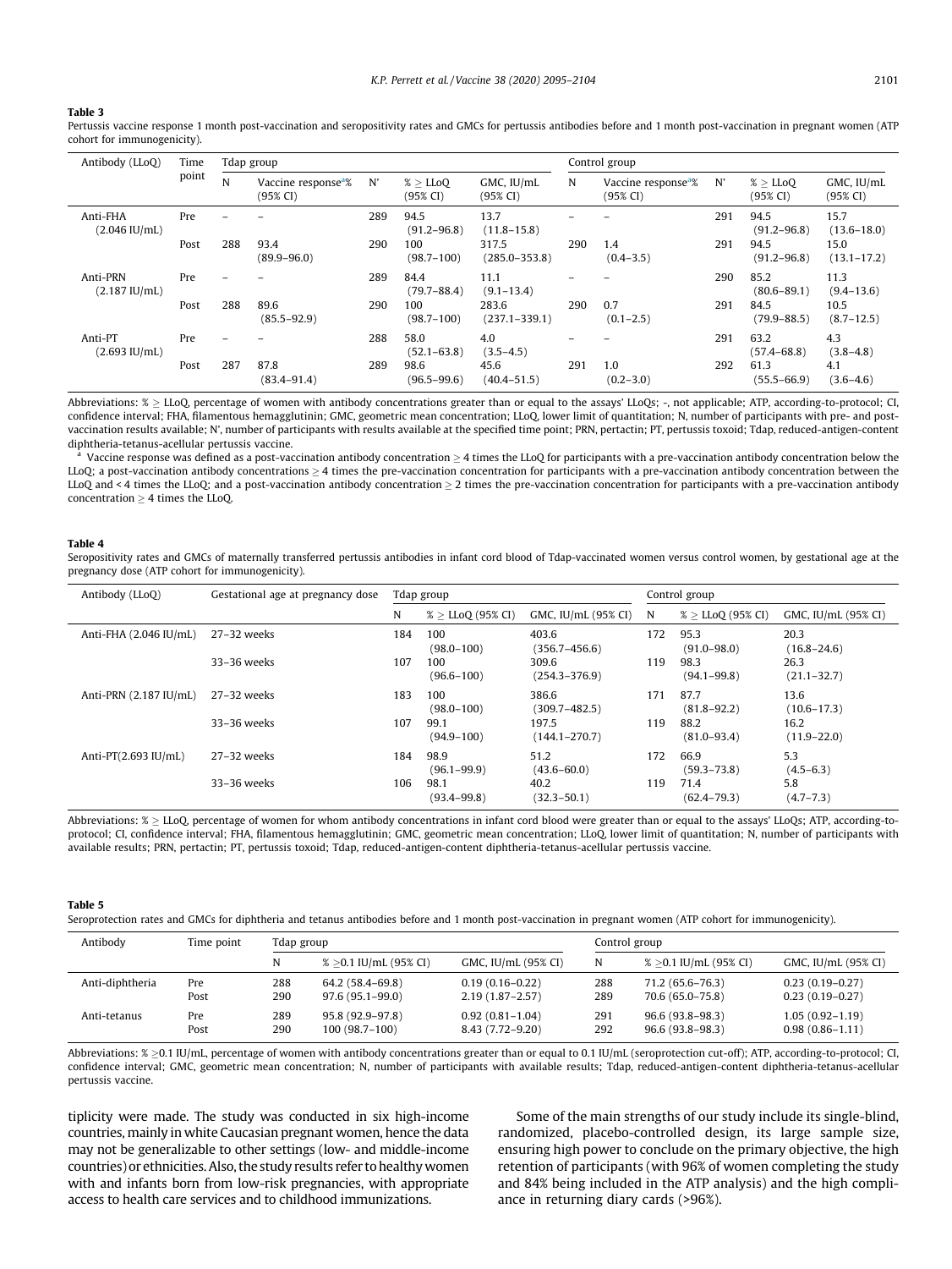**Table 3**

Pertussis vaccine response 1 month post-vaccination and seropositivity rates and GMCs for pertussis antibodies before and 1 month post-vaccination in pregnant women (ATP cohort for immunogenicity).

| Antibody (LLoQ) | Time point | Tdap group | | | | | Control group | | | | |
|---|---|---|---|---|---|---|---|---|---|---|---|
| | | N | Vaccine response[a]% (95% CI) | N' | % ≥ LLoQ (95% CI) | GMC, IU/mL (95% CI) | N | Vaccine response[a]% (95% CI) | N' | % ≥ LLoQ (95% CI) | GMC, IU/mL (95% CI) |
| Anti-FHA (2.046 IU/mL) | Pre | – | – | 289 | 94.5 (91.2–96.8) | 13.7 (11.8–15.8) | – | – | 291 | 94.5 (91.2–96.8) | 15.7 (13.6–18.0) |
| | Post | 288 | 93.4 (89.9–96.0) | 290 | 100 (98.7–100) | 317.5 (285.0–353.8) | 290 | 1.4 (0.4–3.5) | 291 | 94.5 (91.2–96.8) | 15.0 (13.1–17.2) |
| Anti-PRN (2.187 IU/mL) | Pre | – | – | 289 | 84.4 (79.7–88.4) | 11.1 (9.1–13.4) | – | – | 290 | 85.2 (80.6–89.1) | 11.3 (9.4–13.6) |
| | Post | 288 | 89.6 (85.5–92.9) | 290 | 100 (98.7–100) | 283.6 (237.1–339.1) | 290 | 0.7 (0.1–2.5) | 291 | 84.5 (79.9–88.5) | 10.5 (8.7–12.5) |
| Anti-PT (2.693 IU/mL) | Pre | – | – | 288 | 58.0 (52.1–63.8) | 4.0 (3.5–4.5) | – | – | 291 | 63.2 (57.4–68.8) | 4.3 (3.8–4.8) |
| | Post | 287 | 87.8 (83.4–91.4) | 289 | 98.6 (96.5–99.6) | 45.6 (40.4–51.5) | 291 | 1.0 (0.2–3.0) | 292 | 61.3 (55.5–66.9) | 4.1 (3.6–4.6) |

Abbreviations: % ≥ LLoQ, percentage of women with antibody concentrations greater than or equal to the assays' LLoQs; -, not applicable; ATP, according-to-protocol; CI, confidence interval; FHA, filamentous hemagglutinin; GMC, geometric mean concentration; LLoQ, lower limit of quantitation; N, number of participants with pre- and post-vaccination results available; N', number of participants with results available at the specified time point; PRN, pertactin; PT, pertussis toxoid; Tdap, reduced-antigen-content diphtheria-tetanus-acellular pertussis vaccine.

[a] Vaccine response was defined as a post-vaccination antibody concentration ≥ 4 times the LLoQ for participants with a pre-vaccination antibody concentration below the LLoQ; a post-vaccination antibody concentrations ≥ 4 times the pre-vaccination concentration for participants with a pre-vaccination antibody concentration between the LLoQ and < 4 times the LLoQ; and a post-vaccination antibody concentration ≥ 2 times the pre-vaccination concentration for participants with a pre-vaccination antibody concentration ≥ 4 times the LLoQ.

**Table 4**

Seropositivity rates and GMCs of maternally transferred pertussis antibodies in infant cord blood of Tdap-vaccinated women versus control women, by gestational age at the pregnancy dose (ATP cohort for immunogenicity).

| Antibody (LLoQ) | Gestational age at pregnancy dose | Tdap group | | | Control group | | |
|---|---|---|---|---|---|---|---|
| | | N | % ≥ LLoQ (95% CI) | GMC, IU/mL (95% CI) | N | % ≥ LLoQ (95% CI) | GMC, IU/mL (95% CI) |
| Anti-FHA (2.046 IU/mL) | 27–32 weeks | 184 | 100 (98.0–100) | 403.6 (356.7–456.6) | 172 | 95.3 (91.0–98.0) | 20.3 (16.8–24.6) |
| | 33–36 weeks | 107 | 100 (96.6–100) | 309.6 (254.3–376.9) | 119 | 98.3 (94.1–99.8) | 26.3 (21.1–32.7) |
| Anti-PRN (2.187 IU/mL) | 27–32 weeks | 183 | 100 (98.0–100) | 386.6 (309.7–482.5) | 171 | 87.7 (81.8–92.2) | 13.6 (10.6–17.3) |
| | 33–36 weeks | 107 | 99.1 (94.9–100) | 197.5 (144.1–270.7) | 119 | 88.2 (81.0–93.4) | 16.2 (11.9–22.0) |
| Anti-PT(2.693 IU/mL) | 27–32 weeks | 184 | 98.9 (96.1–99.9) | 51.2 (43.6–60.0) | 172 | 66.9 (59.3–73.8) | 5.3 (4.5–6.3) |
| | 33–36 weeks | 106 | 98.1 (93.4–99.8) | 40.2 (32.3–50.1) | 119 | 71.4 (62.4–79.3) | 5.8 (4.7–7.3) |

Abbreviations: % ≥ LLoQ, percentage of women for whom antibody concentrations in infant cord blood were greater than or equal to the assays' LLoQs; ATP, according-to-protocol; CI, confidence interval; FHA, filamentous hemagglutinin; GMC, geometric mean concentration; LLoQ, lower limit of quantitation; N, number of participants with available results; PRN, pertactin; PT, pertussis toxoid; Tdap, reduced-antigen-content diphtheria-tetanus-acellular pertussis vaccine.

**Table 5**

Seroprotection rates and GMCs for diphtheria and tetanus antibodies before and 1 month post-vaccination in pregnant women (ATP cohort for immunogenicity).

| Antibody | Time point | Tdap group | | | Control group | | |
|---|---|---|---|---|---|---|---|
| | | N | % ≥0.1 IU/mL (95% CI) | GMC, IU/mL (95% CI) | N | % ≥0.1 IU/mL (95% CI) | GMC, IU/mL (95% CI) |
| Anti-diphtheria | Pre | 288 | 64.2 (58.4–69.8) | 0.19 (0.16–0.22) | 288 | 71.2 (65.6–76.3) | 0.23 (0.19–0.27) |
| | Post | 290 | 97.6 (95.1–99.0) | 2.19 (1.87–2.57) | 289 | 70.6 (65.0–75.8) | 0.23 (0.19–0.27) |
| Anti-tetanus | Pre | 289 | 95.8 (92.9–97.8) | 0.92 (0.81–1.04) | 291 | 96.6 (93.8–98.3) | 1.05 (0.92–1.19) |
| | Post | 290 | 100 (98.7–100) | 8.43 (7.72–9.20) | 292 | 96.6 (93.8–98.3) | 0.98 (0.86–1.11) |

Abbreviations: % ≥0.1 IU/mL, percentage of women with antibody concentrations greater than or equal to 0.1 IU/mL (seroprotection cut-off); ATP, according-to-protocol; CI, confidence interval; GMC, geometric mean concentration; N, number of participants with available results; Tdap, reduced-antigen-content diphtheria-tetanus-acellular pertussis vaccine.

tiplicity were made. The study was conducted in six high-income countries, mainly in white Caucasian pregnant women, hence the data may not be generalizable to other settings (low- and middle-income countries) or ethnicities. Also, the study results refer to healthy women with and infants born from low-risk pregnancies, with appropriate access to health care services and to childhood immunizations.

Some of the main strengths of our study include its single-blind, randomized, placebo-controlled design, its large sample size, ensuring high power to conclude on the primary objective, the high retention of participants (with 96% of women completing the study and 84% being included in the ATP analysis) and the high compliance in returning diary cards (>96%).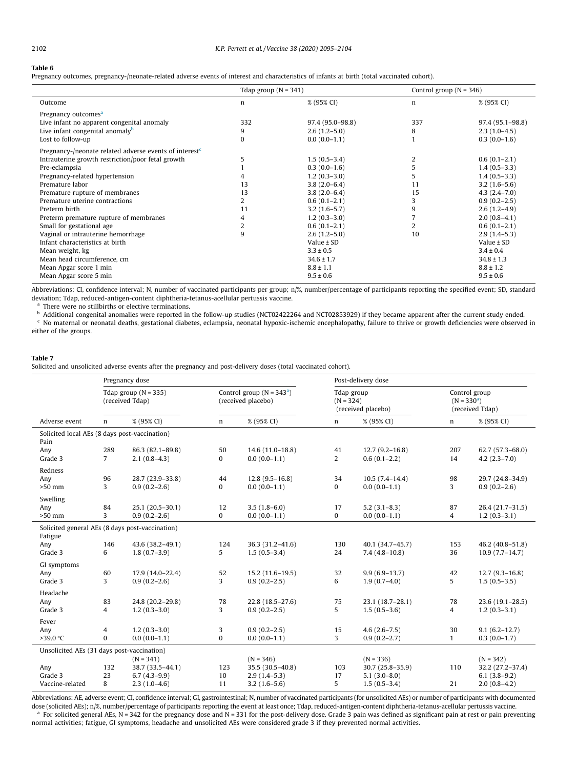**Table 6**
Pregnancy outcomes, pregnancy-/neonate-related adverse events of interest and characteristics of infants at birth (total vaccinated cohort).

| | Tdap group (N = 341) | | Control group (N = 346) | |
|---|---|---|---|---|
| Outcome | n | % (95% CI) | n | % (95% CI) |
| Pregnancy outcomes[a] | | | | |
| Live infant no apparent congenital anomaly | 332 | 97.4 (95.0–98.8) | 337 | 97.4 (95.1–98.8) |
| Live infant congenital anomaly[b] | 9 | 2.6 (1.2–5.0) | 8 | 2.3 (1.0–4.5) |
| Lost to follow-up | 0 | 0.0 (0.0–1.1) | 1 | 0.3 (0.0–1.6) |
| Pregnancy-/neonate related adverse events of interest[c] | | | | |
| Intrauterine growth restriction/poor fetal growth | 5 | 1.5 (0.5–3.4) | 2 | 0.6 (0.1–2.1) |
| Pre-eclampsia | 1 | 0.3 (0.0–1.6) | 5 | 1.4 (0.5–3.3) |
| Pregnancy-related hypertension | 4 | 1.2 (0.3–3.0) | 5 | 1.4 (0.5–3.3) |
| Premature labor | 13 | 3.8 (2.0–6.4) | 11 | 3.2 (1.6–5.6) |
| Premature rupture of membranes | 13 | 3.8 (2.0–6.4) | 15 | 4.3 (2.4–7.0) |
| Premature uterine contractions | 2 | 0.6 (0.1–2.1) | 3 | 0.9 (0.2–2.5) |
| Preterm birth | 11 | 3.2 (1.6–5.7) | 9 | 2.6 (1.2–4.9) |
| Preterm premature rupture of membranes | 4 | 1.2 (0.3–3.0) | 7 | 2.0 (0.8–4.1) |
| Small for gestational age | 2 | 0.6 (0.1–2.1) | 2 | 0.6 (0.1–2.1) |
| Vaginal or intrauterine hemorrhage | 9 | 2.6 (1.2–5.0) | 10 | 2.9 (1.4–5.3) |
| Infant characteristics at birth | | Value ± SD | | Value ± SD |
| Mean weight, kg | | 3.3 ± 0.5 | | 3.4 ± 0.4 |
| Mean head circumference, cm | | 34.6 ± 1.7 | | 34.8 ± 1.3 |
| Mean Apgar score 1 min | | 8.8 ± 1.1 | | 8.8 ± 1.2 |
| Mean Apgar score 5 min | | 9.5 ± 0.6 | | 9.5 ± 0.6 |

Abbreviations: CI, confidence interval; N, number of vaccinated participants per group; n/%, number/percentage of participants reporting the specified event; SD, standard deviation; Tdap, reduced-antigen-content diphtheria-tetanus-acellular pertussis vaccine.
[a] There were no stillbirths or elective terminations.
[b] Additional congenital anomalies were reported in the follow-up studies (NCT02422264 and NCT02853929) if they became apparent after the current study ended.
[c] No maternal or neonatal deaths, gestational diabetes, eclampsia, neonatal hypoxic-ischemic encephalopathy, failure to thrive or growth deficiencies were observed in either of the groups.

**Table 7**
Solicited and unsolicited adverse events after the pregnancy and post-delivery doses (total vaccinated cohort).

| | Pregnancy dose | | | | Post-delivery dose | | | |
|---|---|---|---|---|---|---|---|---|
| | Tdap group (N = 335) (received Tdap) | | Control group (N = 343[a]) (received placebo) | | Tdap group (N = 324) (received placebo) | | Control group (N = 330[a]) (received Tdap) | |
| Adverse event | n | % (95% CI) | n | % (95% CI) | n | % (95% CI) | n | % (95% CI) |
| Solicited local AEs (8 days post-vaccination) | | | | | | | | |
| Pain | | | | | | | | |
| Any | 289 | 86.3 (82.1–89.8) | 50 | 14.6 (11.0–18.8) | 41 | 12.7 (9.2–16.8) | 207 | 62.7 (57.3–68.0) |
| Grade 3 | 7 | 2.1 (0.8–4.3) | 0 | 0.0 (0.0–1.1) | 2 | 0.6 (0.1–2.2) | 14 | 4.2 (2.3–7.0) |
| Redness | | | | | | | | |
| Any | 96 | 28.7 (23.9–33.8) | 44 | 12.8 (9.5–16.8) | 34 | 10.5 (7.4–14.4) | 98 | 29.7 (24.8–34.9) |
| >50 mm | 3 | 0.9 (0.2–2.6) | 0 | 0.0 (0.0–1.1) | 0 | 0.0 (0.0–1.1) | 3 | 0.9 (0.2–2.6) |
| Swelling | | | | | | | | |
| Any | 84 | 25.1 (20.5–30.1) | 12 | 3.5 (1.8–6.0) | 17 | 5.2 (3.1–8.3) | 87 | 26.4 (21.7–31.5) |
| >50 mm | 3 | 0.9 (0.2–2.6) | 0 | 0.0 (0.0–1.1) | 0 | 0.0 (0.0–1.1) | 4 | 1.2 (0.3–3.1) |
| Solicited general AEs (8 days post-vaccination) | | | | | | | | |
| Fatigue | | | | | | | | |
| Any | 146 | 43.6 (38.2–49.1) | 124 | 36.3 (31.2–41.6) | 130 | 40.1 (34.7–45.7) | 153 | 46.2 (40.8–51.8) |
| Grade 3 | 6 | 1.8 (0.7–3.9) | 5 | 1.5 (0.5–3.4) | 24 | 7.4 (4.8–10.8) | 36 | 10.9 (7.7–14.7) |
| GI symptoms | | | | | | | | |
| Any | 60 | 17.9 (14.0–22.4) | 52 | 15.2 (11.6–19.5) | 32 | 9.9 (6.9–13.7) | 42 | 12.7 (9.3–16.8) |
| Grade 3 | 3 | 0.9 (0.2–2.6) | 3 | 0.9 (0.2–2.5) | 6 | 1.9 (0.7–4.0) | 5 | 1.5 (0.5–3.5) |
| Headache | | | | | | | | |
| Any | 83 | 24.8 (20.2–29.8) | 78 | 22.8 (18.5–27.6) | 75 | 23.1 (18.7–28.1) | 78 | 23.6 (19.1–28.5) |
| Grade 3 | 4 | 1.2 (0.3–3.0) | 3 | 0.9 (0.2–2.5) | 5 | 1.5 (0.5–3.6) | 4 | 1.2 (0.3–3.1) |
| Fever | | | | | | | | |
| Any | 4 | 1.2 (0.3–3.0) | 3 | 0.9 (0.2–2.5) | 15 | 4.6 (2.6–7.5) | 30 | 9.1 (6.2–12.7) |
| >39.0 °C | 0 | 0.0 (0.0–1.1) | 0 | 0.0 (0.0–1.1) | 3 | 0.9 (0.2–2.7) | 1 | 0.3 (0.0–1.7) |
| Unsolicited AEs (31 days post-vaccination) | | | | | | | | |
| | | (N = 341) | | (N = 346) | | (N = 336) | | (N = 342) |
| Any | 132 | 38.7 (33.5–44.1) | 123 | 35.5 (30.5–40.8) | 103 | 30.7 (25.8–35.9) | 110 | 32.2 (27.2–37.4) |
| Grade 3 | 23 | 6.7 (4.3–9.9) | 10 | 2.9 (1.4–5.3) | 17 | 5.1 (3.0–8.0) | 21 | 6.1 (3.8–9.2) |
| Vaccine-related | 8 | 2.3 (1.0–4.6) | 11 | 3.2 (1.6–5.6) | 5 | 1.5 (0.5–3.4) | 21 | 2.0 (0.8–4.2) |

Abbreviations: AE, adverse event; CI, confidence interval; GI, gastrointestinal; N, number of vaccinated participants (for unsolicited AEs) or number of participants with documented dose (solicited AEs); n/%, number/percentage of participants reporting the event at least once; Tdap, reduced-antigen-content diphtheria-tetanus-acellular pertussis vaccine.
[a] For solicited general AEs, N = 342 for the pregnancy dose and N = 331 for the post-delivery dose. Grade 3 pain was defined as significant pain at rest or pain preventing normal activities; fatigue, GI symptoms, headache and unsolicited AEs were considered grade 3 if they prevented normal activities.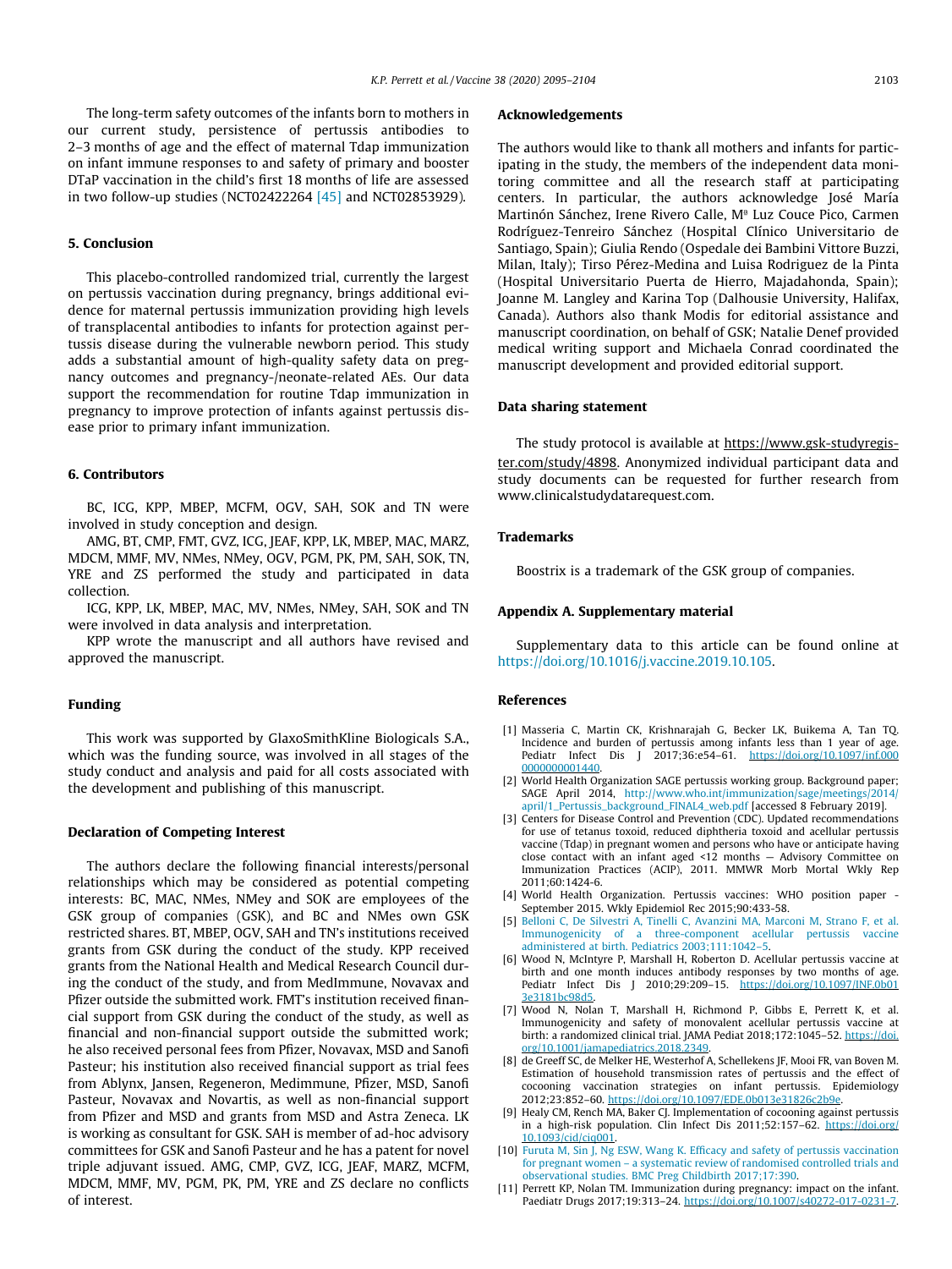The long-term safety outcomes of the infants born to mothers in our current study, persistence of pertussis antibodies to 2–3 months of age and the effect of maternal Tdap immunization on infant immune responses to and safety of primary and booster DTaP vaccination in the child's first 18 months of life are assessed in two follow-up studies (NCT02422264 [45] and NCT02853929).

## 5. Conclusion

This placebo-controlled randomized trial, currently the largest on pertussis vaccination during pregnancy, brings additional evidence for maternal pertussis immunization providing high levels of transplacental antibodies to infants for protection against pertussis disease during the vulnerable newborn period. This study adds a substantial amount of high-quality safety data on pregnancy outcomes and pregnancy-/neonate-related AEs. Our data support the recommendation for routine Tdap immunization in pregnancy to improve protection of infants against pertussis disease prior to primary infant immunization.

## 6. Contributors

BC, ICG, KPP, MBEP, MCFM, OGV, SAH, SOK and TN were involved in study conception and design.

AMG, BT, CMP, FMT, GVZ, ICG, JEAF, KPP, LK, MBEP, MAC, MARZ, MDCM, MMF, MV, NMes, NMey, OGV, PGM, PK, PM, SAH, SOK, TN, YRE and ZS performed the study and participated in data collection.

ICG, KPP, LK, MBEP, MAC, MV, NMes, NMey, SAH, SOK and TN were involved in data analysis and interpretation.

KPP wrote the manuscript and all authors have revised and approved the manuscript.

## Funding

This work was supported by GlaxoSmithKline Biologicals S.A., which was the funding source, was involved in all stages of the study conduct and analysis and paid for all costs associated with the development and publishing of this manuscript.

## Declaration of Competing Interest

The authors declare the following financial interests/personal relationships which may be considered as potential competing interests: BC, MAC, NMes, NMey and SOK are employees of the GSK group of companies (GSK), and BC and NMes own GSK restricted shares. BT, MBEP, OGV, SAH and TN's institutions received grants from GSK during the conduct of the study. KPP received grants from the National Health and Medical Research Council during the conduct of the study, and from MedImmune, Novavax and Pfizer outside the submitted work. FMT's institution received financial support from GSK during the conduct of the study, as well as financial and non-financial support outside the submitted work; he also received personal fees from Pfizer, Novavax, MSD and Sanofi Pasteur; his institution also received financial support as trial fees from Ablynx, Jansen, Regeneron, Medimmune, Pfizer, MSD, Sanofi Pasteur, Novavax and Novartis, as well as non-financial support from Pfizer and MSD and grants from MSD and Astra Zeneca. LK is working as consultant for GSK. SAH is member of ad-hoc advisory committees for GSK and Sanofi Pasteur and he has a patent for novel triple adjuvant issued. AMG, CMP, GVZ, ICG, JEAF, MARZ, MCFM, MDCM, MMF, MV, PGM, PK, PM, YRE and ZS declare no conflicts of interest.

## Acknowledgements

The authors would like to thank all mothers and infants for participating in the study, the members of the independent data monitoring committee and all the research staff at participating centers. In particular, the authors acknowledge José María Martinón Sánchez, Irene Rivero Calle, Mª Luz Couce Pico, Carmen Rodríguez-Tenreiro Sánchez (Hospital Clínico Universitario de Santiago, Spain); Giulia Rendo (Ospedale dei Bambini Vittore Buzzi, Milan, Italy); Tirso Pérez-Medina and Luisa Rodriguez de la Pinta (Hospital Universitario Puerta de Hierro, Majadahonda, Spain); Joanne M. Langley and Karina Top (Dalhousie University, Halifax, Canada). Authors also thank Modis for editorial assistance and manuscript coordination, on behalf of GSK; Natalie Denef provided medical writing support and Michaela Conrad coordinated the manuscript development and provided editorial support.

## Data sharing statement

The study protocol is available at https://www.gsk-studyregister.com/study/4898. Anonymized individual participant data and study documents can be requested for further research from www.clinicalstudydatarequest.com.

## Trademarks

Boostrix is a trademark of the GSK group of companies.

## Appendix A. Supplementary material

Supplementary data to this article can be found online at https://doi.org/10.1016/j.vaccine.2019.10.105.

## References

[1] Masseria C, Martin CK, Krishnarajah G, Becker LK, Buikema A, Tan TQ. Incidence and burden of pertussis among infants less than 1 year of age. Pediatr Infect Dis J 2017;36:e54–61. https://doi.org/10.1097/inf.0000000000001440.

[2] World Health Organization SAGE pertussis working group. Background paper; SAGE April 2014, http://www.who.int/immunization/sage/meetings/2014/april/1_Pertussis_background_FINAL4_web.pdf [accessed 8 February 2019].

[3] Centers for Disease Control and Prevention (CDC). Updated recommendations for use of tetanus toxoid, reduced diphtheria toxoid and acellular pertussis vaccine (Tdap) in pregnant women and persons who have or anticipate having close contact with an infant aged <12 months — Advisory Committee on Immunization Practices (ACIP), 2011. MMWR Morb Mortal Wkly Rep 2011;60:1424-6.

[4] World Health Organization. Pertussis vaccines: WHO position paper - September 2015. Wkly Epidemiol Rec 2015;90:433-58.

[5] Belloni C, De Silvestri A, Tinelli C, Avanzini MA, Marconi M, Strano F, et al. Immunogenicity of a three-component acellular pertussis vaccine administered at birth. Pediatrics 2003;111:1042–5.

[6] Wood N, McIntyre P, Marshall H, Roberton D. Acellular pertussis vaccine at birth and one month induces antibody responses by two months of age. Pediatr Infect Dis J 2010;29:209–15. https://doi.org/10.1097/INF.0b013e3181bc98d5.

[7] Wood N, Nolan T, Marshall H, Richmond P, Gibbs E, Perrett K, et al. Immunogenicity and safety of monovalent acellular pertussis vaccine at birth: a randomized clinical trial. JAMA Pediat 2018;172:1045–52. https://doi.org/10.1001/jamapediatrics.2018.2349.

[8] de Greeff SC, de Melker HE, Westerhof A, Schellekens JF, Mooi FR, van Boven M. Estimation of household transmission rates of pertussis and the effect of cocooning vaccination strategies on infant pertussis. Epidemiology 2012;23:852–60. https://doi.org/10.1097/EDE.0b013e31826c2b9e.

[9] Healy CM, Rench MA, Baker CJ. Implementation of cocooning against pertussis in a high-risk population. Clin Infect Dis 2011;52:157–62. https://doi.org/10.1093/cid/ciq001.

[10] Furuta M, Sin J, Ng ESW, Wang K. Efficacy and safety of pertussis vaccination for pregnant women – a systematic review of randomised controlled trials and observational studies. BMC Preg Childbirth 2017;17:390.

[11] Perrett KP, Nolan TM. Immunization during pregnancy: impact on the infant. Paediatr Drugs 2017;19:313–24. https://doi.org/10.1007/s40272-017-0231-7.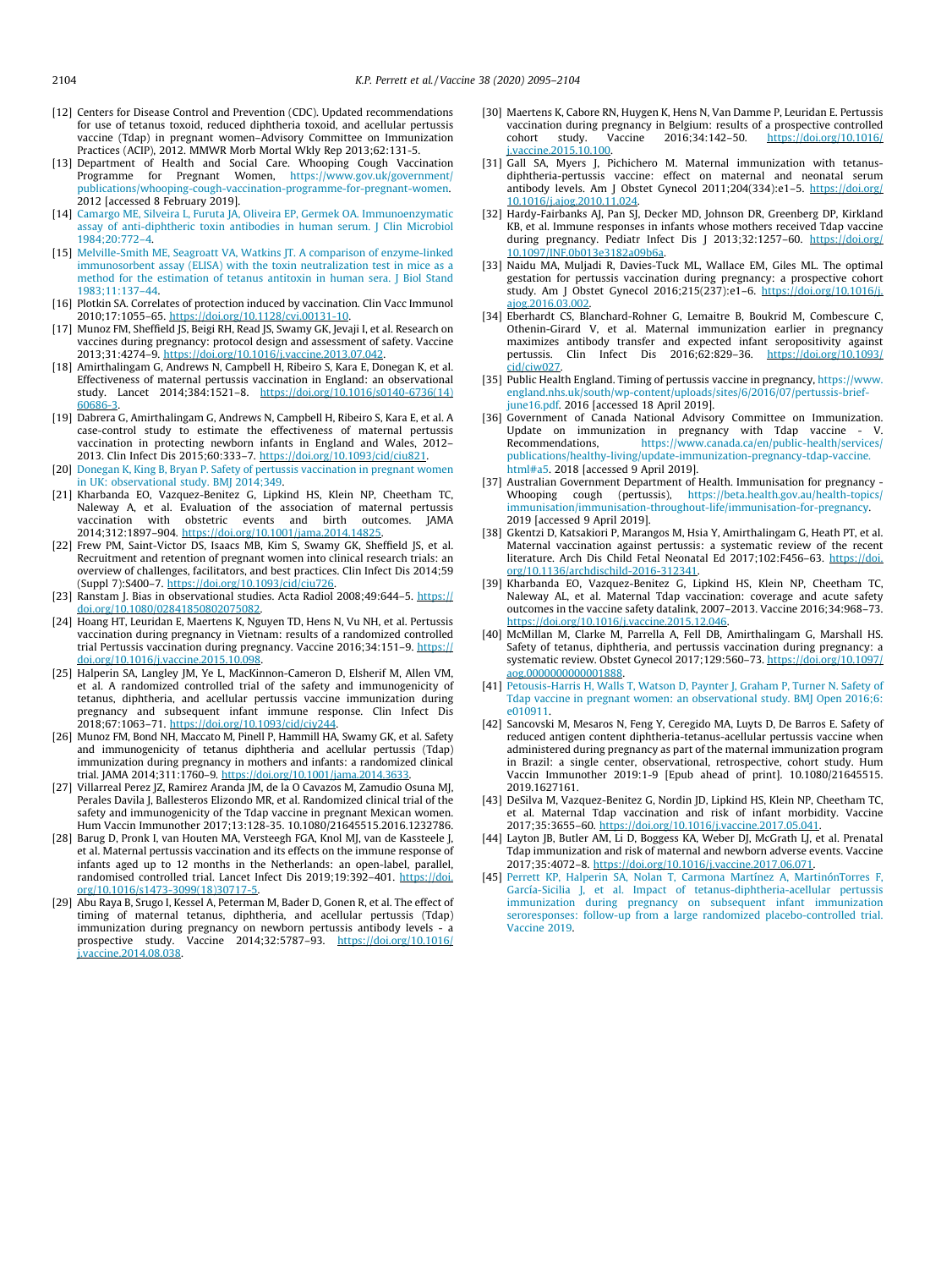[12] Centers for Disease Control and Prevention (CDC). Updated recommendations for use of tetanus toxoid, reduced diphtheria toxoid, and acellular pertussis vaccine (Tdap) in pregnant women–Advisory Committee on Immunization Practices (ACIP), 2012. MMWR Morb Mortal Wkly Rep 2013;62:131-5.

[13] Department of Health and Social Care. Whooping Cough Vaccination Programme for Pregnant Women, https://www.gov.uk/government/publications/whooping-cough-vaccination-programme-for-pregnant-women. 2012 [accessed 8 February 2019].

[14] Camargo ME, Silveira L, Furuta JA, Oliveira EP, Germek OA. Immunoenzymatic assay of anti-diphtheric toxin antibodies in human serum. J Clin Microbiol 1984;20:772–4.

[15] Melville-Smith ME, Seagroatt VA, Watkins JT. A comparison of enzyme-linked immunosorbent assay (ELISA) with the toxin neutralization test in mice as a method for the estimation of tetanus antitoxin in human sera. J Biol Stand 1983;11:137–44.

[16] Plotkin SA. Correlates of protection induced by vaccination. Clin Vacc Immunol 2010;17:1055–65. https://doi.org/10.1128/cvi.00131-10.

[17] Munoz FM, Sheffield JS, Beigi RH, Read JS, Swamy GK, Jevaji I, et al. Research on vaccines during pregnancy: protocol design and assessment of safety. Vaccine 2013;31:4274–9. https://doi.org/10.1016/j.vaccine.2013.07.042.

[18] Amirthalingam G, Andrews N, Campbell H, Ribeiro S, Kara E, Donegan K, et al. Effectiveness of maternal pertussis vaccination in England: an observational study. Lancet 2014;384:1521–8. https://doi.org/10.1016/s0140-6736(14)60686-3.

[19] Dabrera G, Amirthalingam G, Andrews N, Campbell H, Ribeiro S, Kara E, et al. A case-control study to estimate the effectiveness of maternal pertussis vaccination in protecting newborn infants in England and Wales, 2012–2013. Clin Infect Dis 2015;60:333–7. https://doi.org/10.1093/cid/ciu821.

[20] Donegan K, King B, Bryan P. Safety of pertussis vaccination in pregnant women in UK: observational study. BMJ 2014;349.

[21] Kharbanda EO, Vazquez-Benitez G, Lipkind HS, Klein NP, Cheetham TC, Naleway A, et al. Evaluation of the association of maternal pertussis vaccination with obstetric events and birth outcomes. JAMA 2014;312:1897–904. https://doi.org/10.1001/jama.2014.14825.

[22] Frew PM, Saint-Victor DS, Isaacs MB, Kim S, Swamy GK, Sheffield JS, et al. Recruitment and retention of pregnant women into clinical research trials: an overview of challenges, facilitators, and best practices. Clin Infect Dis 2014;59 (Suppl 7):S400–7. https://doi.org/10.1093/cid/ciu726.

[23] Ranstam J. Bias in observational studies. Acta Radiol 2008;49:644–5. https://doi.org/10.1080/02841850802075082.

[24] Hoang HT, Leuridan E, Maertens K, Nguyen TD, Hens N, Vu NH, et al. Pertussis vaccination during pregnancy in Vietnam: results of a randomized controlled trial Pertussis vaccination during pregnancy. Vaccine 2016;34:151–9. https://doi.org/10.1016/j.vaccine.2015.10.098.

[25] Halperin SA, Langley JM, Ye L, MacKinnon-Cameron D, Elsherif M, Allen VM, et al. A randomized controlled trial of the safety and immunogenicity of tetanus, diphtheria, and acellular pertussis vaccine immunization during pregnancy and subsequent infant immune response. Clin Infect Dis 2018;67:1063–71. https://doi.org/10.1093/cid/ciy244.

[26] Munoz FM, Bond NH, Maccato M, Pinell P, Hammill HA, Swamy GK, et al. Safety and immunogenicity of tetanus diphtheria and acellular pertussis (Tdap) immunization during pregnancy in mothers and infants: a randomized clinical trial. JAMA 2014;311:1760–9. https://doi.org/10.1001/jama.2014.3633.

[27] Villarreal Perez JZ, Ramirez Aranda JM, de la O Cavazos M, Zamudio Osuna MJ, Perales Davila J, Ballesteros Elizondo MR, et al. Randomized clinical trial of the safety and immunogenicity of the Tdap vaccine in pregnant Mexican women. Hum Vaccin Immunother 2017;13:128-35. 10.1080/21645515.2016.1232786.

[28] Barug D, Pronk I, van Houten MA, Versteegh FGA, Knol MJ, van de Kassteele J, et al. Maternal pertussis vaccination and its effects on the immune response of infants aged up to 12 months in the Netherlands: an open-label, parallel, randomised controlled trial. Lancet Infect Dis 2019;19:392–401. https://doi.org/10.1016/s1473-3099(18)30717-5.

[29] Abu Raya B, Srugo I, Kessel A, Peterman M, Bader D, Gonen R, et al. The effect of timing of maternal tetanus, diphtheria, and acellular pertussis (Tdap) immunization during pregnancy on newborn pertussis antibody levels - a prospective study. Vaccine 2014;32:5787–93. https://doi.org/10.1016/j.vaccine.2014.08.038.

[30] Maertens K, Cabore RN, Huygen K, Hens N, Van Damme P, Leuridan E. Pertussis vaccination during pregnancy in Belgium: results of a prospective controlled cohort study. Vaccine 2016;34:142–50. https://doi.org/10.1016/j.vaccine.2015.10.100.

[31] Gall SA, Myers J, Pichichero M. Maternal immunization with tetanus-diphtheria-pertussis vaccine: effect on maternal and neonatal serum antibody levels. Am J Obstet Gynecol 2011;204(334):e1–5. https://doi.org/10.1016/j.ajog.2010.11.024.

[32] Hardy-Fairbanks AJ, Pan SJ, Decker MD, Johnson DR, Greenberg DP, Kirkland KB, et al. Immune responses in infants whose mothers received Tdap vaccine during pregnancy. Pediatr Infect Dis J 2013;32:1257–60. https://doi.org/10.1097/INF.0b013e3182a09b6a.

[33] Naidu MA, Muljadi R, Davies-Tuck ML, Wallace EM, Giles ML. The optimal gestation for pertussis vaccination during pregnancy: a prospective cohort study. Am J Obstet Gynecol 2016;215(237):e1–6. https://doi.org/10.1016/j.ajog.2016.03.002.

[34] Eberhardt CS, Blanchard-Rohner G, Lemaitre B, Boukrid M, Combescure C, Othenin-Girard V, et al. Maternal immunization earlier in pregnancy maximizes antibody transfer and expected infant seropositivity against pertussis. Clin Infect Dis 2016;62:829–36. https://doi.org/10.1093/cid/ciw027.

[35] Public Health England. Timing of pertussis vaccine in pregnancy, https://www.england.nhs.uk/south/wp-content/uploads/sites/6/2016/07/pertussis-brief-june16.pdf. 2016 [accessed 18 April 2019].

[36] Government of Canada National Advisory Committee on Immunization. Update on immunization in pregnancy with Tdap vaccine - V. Recommendations, https://www.canada.ca/en/public-health/services/publications/healthy-living/update-immunization-pregnancy-tdap-vaccine.html#a5. 2018 [accessed 9 April 2019].

[37] Australian Government Department of Health. Immunisation for pregnancy - Whooping cough (pertussis), https://beta.health.gov.au/health-topics/immunisation/immunisation-throughout-life/immunisation-for-pregnancy. 2019 [accessed 9 April 2019].

[38] Gkentzi D, Katsakiori P, Marangos M, Hsia Y, Amirthalingam G, Heath PT, et al. Maternal vaccination against pertussis: a systematic review of the recent literature. Arch Dis Child Fetal Neonatal Ed 2017;102:F456–63. https://doi.org/10.1136/archdischild-2016-312341.

[39] Kharbanda EO, Vazquez-Benitez G, Lipkind HS, Klein NP, Cheetham TC, Naleway AL, et al. Maternal Tdap vaccination: coverage and acute safety outcomes in the vaccine safety datalink, 2007–2013. Vaccine 2016;34:968–73. https://doi.org/10.1016/j.vaccine.2015.12.046.

[40] McMillan M, Clarke M, Parrella A, Fell DB, Amirthalingam G, Marshall HS. Safety of tetanus, diphtheria, and pertussis vaccination during pregnancy: a systematic review. Obstet Gynecol 2017;129:560–73. https://doi.org/10.1097/aog.0000000000001888.

[41] Petousis-Harris H, Walls T, Watson D, Paynter J, Graham P, Turner N. Safety of Tdap vaccine in pregnant women: an observational study. BMJ Open 2016;6:e010911.

[42] Sancovski M, Mesaros N, Feng Y, Ceregido MA, Luyts D, De Barros E. Safety of reduced antigen content diphtheria-tetanus-acellular pertussis vaccine when administered during pregnancy as part of the maternal immunization program in Brazil: a single center, observational, retrospective, cohort study. Hum Vaccin Immunother 2019:1-9 [Epub ahead of print]. 10.1080/21645515.2019.1627161.

[43] DeSilva M, Vazquez-Benitez G, Nordin JD, Lipkind HS, Klein NP, Cheetham TC, et al. Maternal Tdap vaccination and risk of infant morbidity. Vaccine 2017;35:3655–60. https://doi.org/10.1016/j.vaccine.2017.05.041.

[44] Layton JB, Butler AM, Li D, Boggess KA, Weber DJ, McGrath LJ, et al. Prenatal Tdap immunization and risk of maternal and newborn adverse events. Vaccine 2017;35:4072–8. https://doi.org/10.1016/j.vaccine.2017.06.071.

[45] Perrett KP, Halperin SA, Nolan T, Carmona Martínez A, MartinónTorres F, García-Sicilia J, et al. Impact of tetanus-diphtheria-acellular pertussis immunization during pregnancy on subsequent infant immunization seroresponses: follow-up from a large randomized placebo-controlled trial. Vaccine 2019.